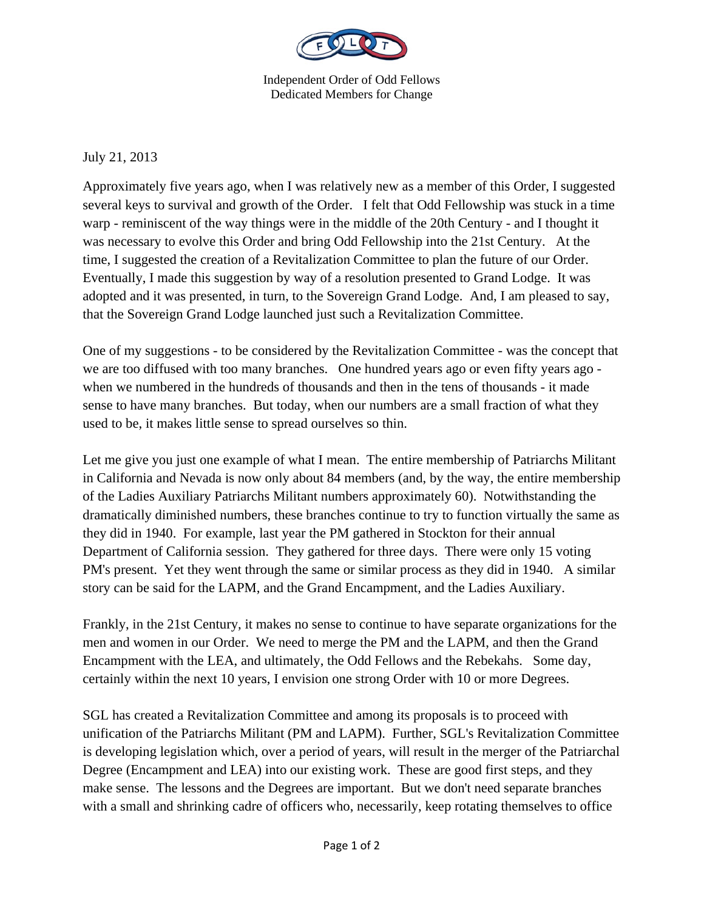Independent Order of Odd Fellows
Dedicated Members for Change

July 21, 2013

Approximately five years ago, when I was relatively new as a member of this Order, I suggested several keys to survival and growth of the Order. I felt that Odd Fellowship was stuck in a time warp - reminiscent of the way things were in the middle of the 20th Century - and I thought it was necessary to evolve this Order and bring Odd Fellowship into the 21st Century. At the time, I suggested the creation of a Revitalization Committee to plan the future of our Order. Eventually, I made this suggestion by way of a resolution presented to Grand Lodge. It was adopted and it was presented, in turn, to the Sovereign Grand Lodge. And, I am pleased to say, that the Sovereign Grand Lodge launched just such a Revitalization Committee.

One of my suggestions - to be considered by the Revitalization Committee - was the concept that we are too diffused with too many branches. One hundred years ago or even fifty years ago - when we numbered in the hundreds of thousands and then in the tens of thousands - it made sense to have many branches. But today, when our numbers are a small fraction of what they used to be, it makes little sense to spread ourselves so thin.

Let me give you just one example of what I mean. The entire membership of Patriarchs Militant in California and Nevada is now only about 84 members (and, by the way, the entire membership of the Ladies Auxiliary Patriarchs Militant numbers approximately 60). Notwithstanding the dramatically diminished numbers, these branches continue to try to function virtually the same as they did in 1940. For example, last year the PM gathered in Stockton for their annual Department of California session. They gathered for three days. There were only 15 voting PM's present. Yet they went through the same or similar process as they did in 1940. A similar story can be said for the LAPM, and the Grand Encampment, and the Ladies Auxiliary.

Frankly, in the 21st Century, it makes no sense to continue to have separate organizations for the men and women in our Order. We need to merge the PM and the LAPM, and then the Grand Encampment with the LEA, and ultimately, the Odd Fellows and the Rebekahs. Some day, certainly within the next 10 years, I envision one strong Order with 10 or more Degrees.

SGL has created a Revitalization Committee and among its proposals is to proceed with unification of the Patriarchs Militant (PM and LAPM). Further, SGL's Revitalization Committee is developing legislation which, over a period of years, will result in the merger of the Patriarchal Degree (Encampment and LEA) into our existing work. These are good first steps, and they make sense. The lessons and the Degrees are important. But we don't need separate branches with a small and shrinking cadre of officers who, necessarily, keep rotating themselves to office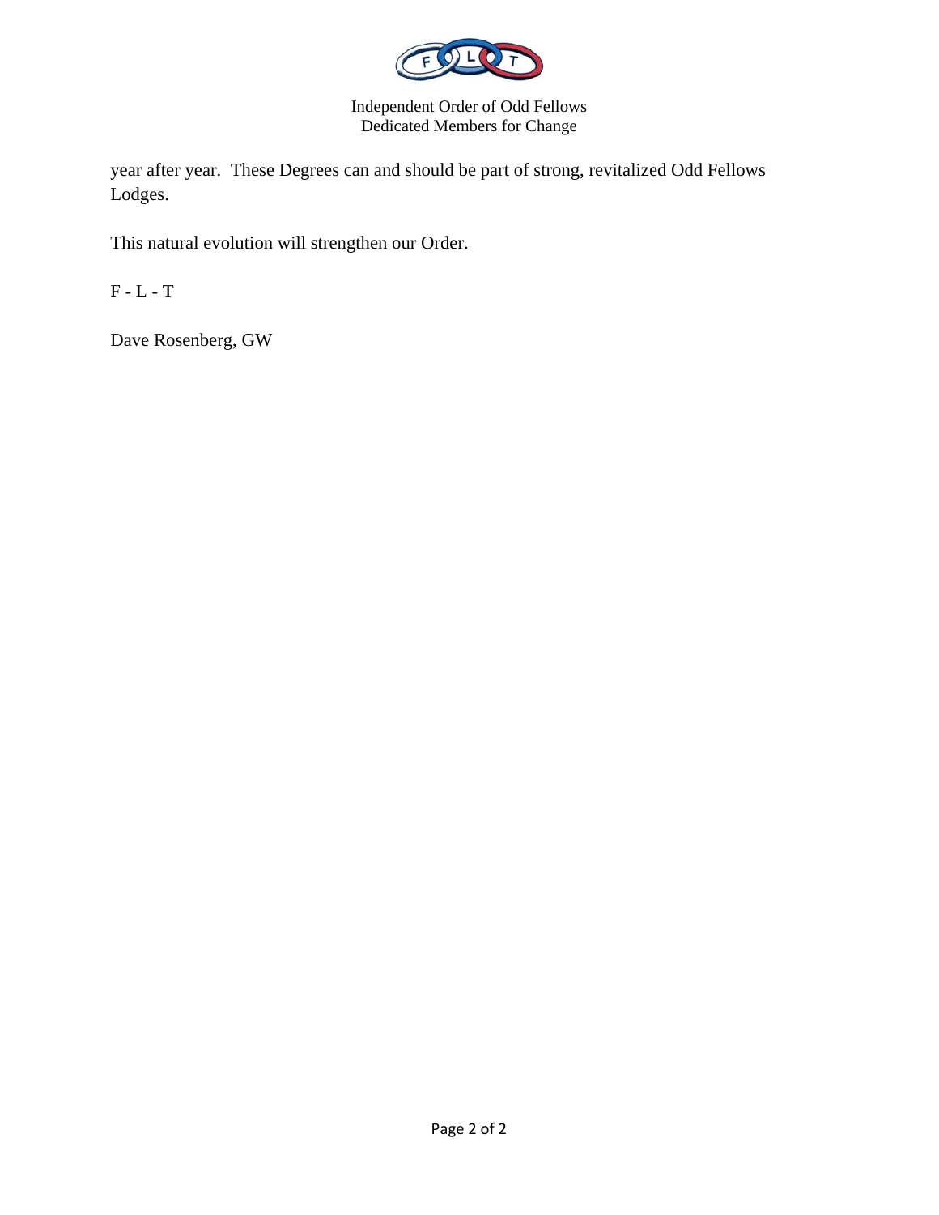year after year.  These Degrees can and should be part of strong, revitalized Odd Fellows Lodges.

This natural evolution will strengthen our Order.

F - L - T

Dave Rosenberg, GW